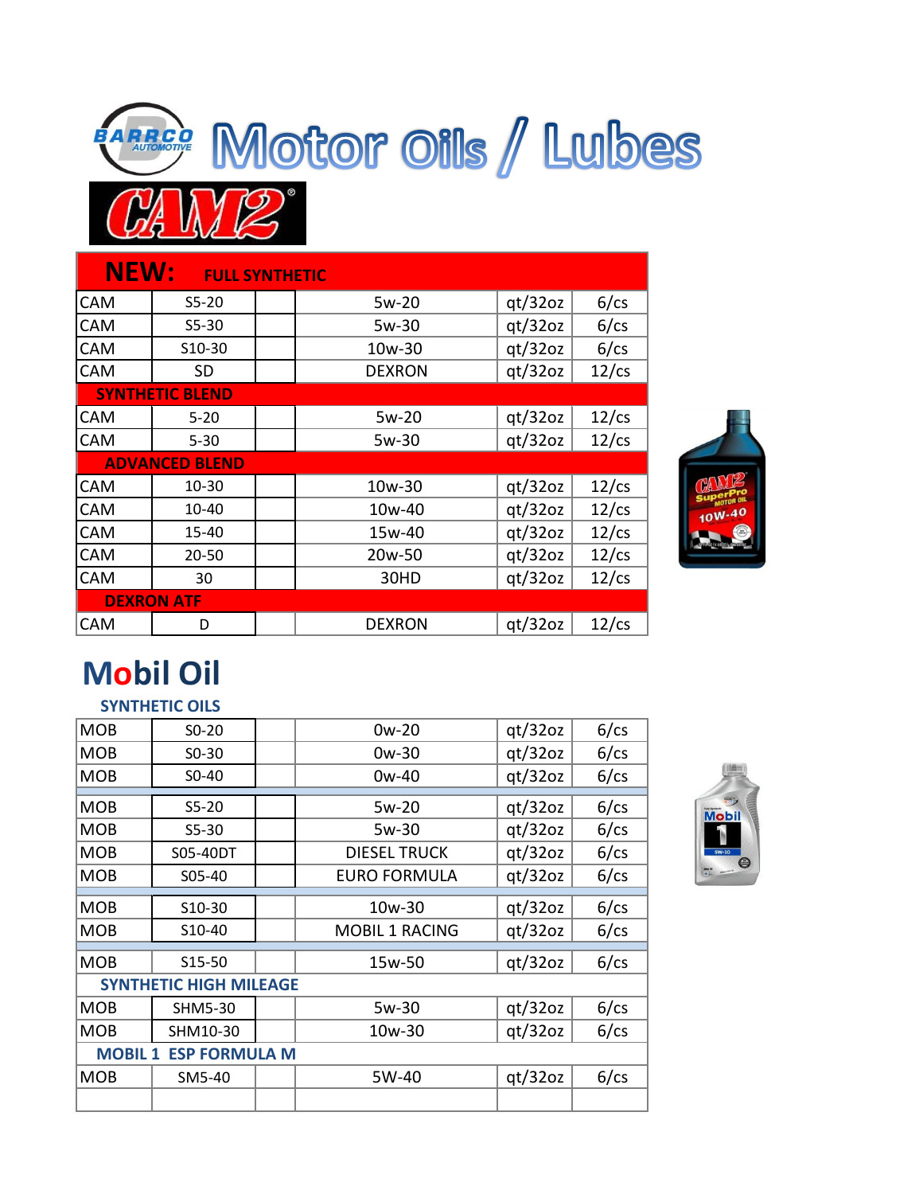# Motor Oils / Lubes

CAM2

| | | | | | |
|---|---|---|---|---|---|
| **NEW: FULL SYNTHETIC** | | | | | |
| CAM | S5-20 | | 5w-20 | qt/32oz | 6/cs |
| CAM | S5-30 | | 5w-30 | qt/32oz | 6/cs |
| CAM | S10-30 | | 10w-30 | qt/32oz | 6/cs |
| CAM | SD | | DEXRON | qt/32oz | 12/cs |
| **SYNTHETIC BLEND** | | | | | |
| CAM | 5-20 | | 5w-20 | qt/32oz | 12/cs |
| CAM | 5-30 | | 5w-30 | qt/32oz | 12/cs |
| **ADVANCED BLEND** | | | | | |
| CAM | 10-30 | | 10w-30 | qt/32oz | 12/cs |
| CAM | 10-40 | | 10w-40 | qt/32oz | 12/cs |
| CAM | 15-40 | | 15w-40 | qt/32oz | 12/cs |
| CAM | 20-50 | | 20w-50 | qt/32oz | 12/cs |
| CAM | 30 | | 30HD | qt/32oz | 12/cs |
| **DEXRON ATF** | | | | | |
| CAM | D | | DEXRON | qt/32oz | 12/cs |

## Mobil Oil

| | | | | | |
|---|---|---|---|---|---|
| **SYNTHETIC OILS** | | | | | |
| MOB | S0-20 | | 0w-20 | qt/32oz | 6/cs |
| MOB | S0-30 | | 0w-30 | qt/32oz | 6/cs |
| MOB | S0-40 | | 0w-40 | qt/32oz | 6/cs |
| MOB | S5-20 | | 5w-20 | qt/32oz | 6/cs |
| MOB | S5-30 | | 5w-30 | qt/32oz | 6/cs |
| MOB | S05-40DT | | DIESEL TRUCK | qt/32oz | 6/cs |
| MOB | S05-40 | | EURO FORMULA | qt/32oz | 6/cs |
| MOB | S10-30 | | 10w-30 | qt/32oz | 6/cs |
| MOB | S10-40 | | MOBIL 1 RACING | qt/32oz | 6/cs |
| MOB | S15-50 | | 15w-50 | qt/32oz | 6/cs |
| **SYNTHETIC HIGH MILEAGE** | | | | | |
| MOB | SHM5-30 | | 5w-30 | qt/32oz | 6/cs |
| MOB | SHM10-30 | | 10w-30 | qt/32oz | 6/cs |
| **MOBIL 1 ESP FORMULA M** | | | | | |
| MOB | SM5-40 | | 5W-40 | qt/32oz | 6/cs |
| | | | | | |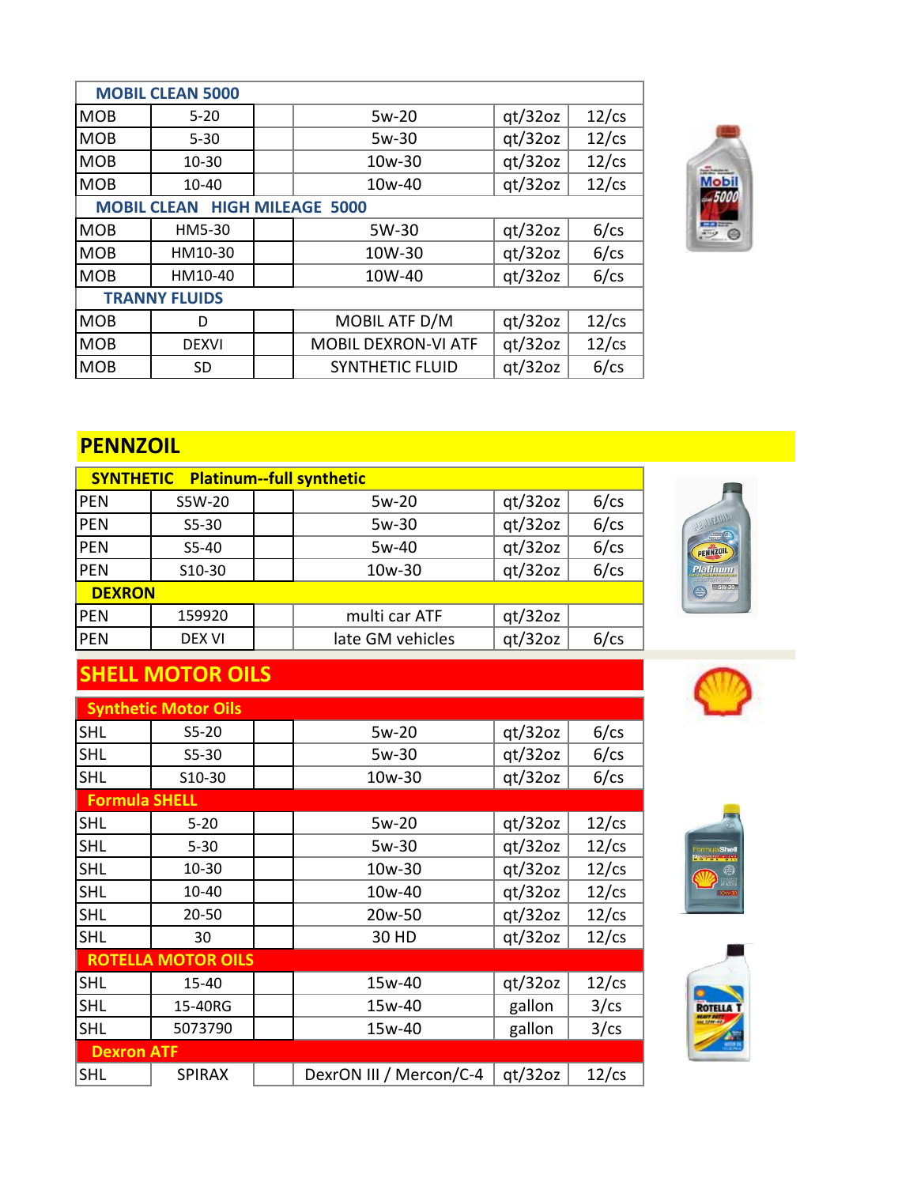| | | | | | |
|---|---|---|---|---|---|
| **MOBIL CLEAN 5000** | | | | | |
| MOB | 5-20 | | 5w-20 | qt/32oz | 12/cs |
| MOB | 5-30 | | 5w-30 | qt/32oz | 12/cs |
| MOB | 10-30 | | 10w-30 | qt/32oz | 12/cs |
| MOB | 10-40 | | 10w-40 | qt/32oz | 12/cs |
| **MOBIL CLEAN HIGH MILEAGE 5000** | | | | | |
| MOB | HM5-30 | | 5W-30 | qt/32oz | 6/cs |
| MOB | HM10-30 | | 10W-30 | qt/32oz | 6/cs |
| MOB | HM10-40 | | 10W-40 | qt/32oz | 6/cs |
| **TRANNY FLUIDS** | | | | | |
| MOB | D | | MOBIL ATF D/M | qt/32oz | 12/cs |
| MOB | DEXVI | | MOBIL DEXRON-VI ATF | qt/32oz | 12/cs |
| MOB | SD | | SYNTHETIC FLUID | qt/32oz | 6/cs |

## PENNZOIL

| | | | | | |
|---|---|---|---|---|---|
| **SYNTHETIC Platinum--full synthetic** | | | | | |
| PEN | S5W-20 | | 5w-20 | qt/32oz | 6/cs |
| PEN | S5-30 | | 5w-30 | qt/32oz | 6/cs |
| PEN | S5-40 | | 5w-40 | qt/32oz | 6/cs |
| PEN | S10-30 | | 10w-30 | qt/32oz | 6/cs |
| **DEXRON** | | | | | |
| PEN | 159920 | | multi car ATF | qt/32oz | |
| PEN | DEX VI | | late GM vehicles | qt/32oz | 6/cs |

## SHELL MOTOR OILS

| | | | | | |
|---|---|---|---|---|---|
| **Synthetic Motor Oils** | | | | | |
| SHL | S5-20 | | 5w-20 | qt/32oz | 6/cs |
| SHL | S5-30 | | 5w-30 | qt/32oz | 6/cs |
| SHL | S10-30 | | 10w-30 | qt/32oz | 6/cs |
| **Formula SHELL** | | | | | |
| SHL | 5-20 | | 5w-20 | qt/32oz | 12/cs |
| SHL | 5-30 | | 5w-30 | qt/32oz | 12/cs |
| SHL | 10-30 | | 10w-30 | qt/32oz | 12/cs |
| SHL | 10-40 | | 10w-40 | qt/32oz | 12/cs |
| SHL | 20-50 | | 20w-50 | qt/32oz | 12/cs |
| SHL | 30 | | 30 HD | qt/32oz | 12/cs |
| **ROTELLA MOTOR OILS** | | | | | |
| SHL | 15-40 | | 15w-40 | qt/32oz | 12/cs |
| SHL | 15-40RG | | 15w-40 | gallon | 3/cs |
| SHL | 5073790 | | 15w-40 | gallon | 3/cs |
| **Dexron ATF** | | | | | |
| SHL | SPIRAX | | DexrON III / Mercon/C-4 | qt/32oz | 12/cs |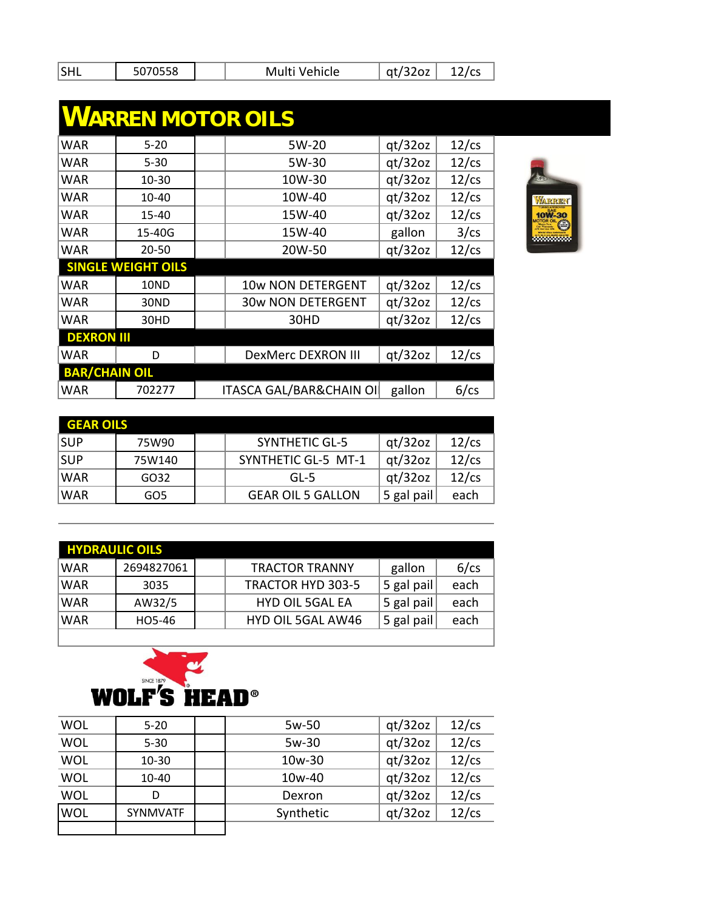| | | | | | |
|---|---|---|---|---|---|
| SHL | 5070558 | | Multi Vehicle | qt/32oz | 12/cs |

## WARREN MOTOR OILS

| | | | | | |
|---|---|---|---|---|---|
| WAR | 5-20 | | 5W-20 | qt/32oz | 12/cs |
| WAR | 5-30 | | 5W-30 | qt/32oz | 12/cs |
| WAR | 10-30 | | 10W-30 | qt/32oz | 12/cs |
| WAR | 10-40 | | 10W-40 | qt/32oz | 12/cs |
| WAR | 15-40 | | 15W-40 | qt/32oz | 12/cs |
| WAR | 15-40G | | 15W-40 | gallon | 3/cs |
| WAR | 20-50 | | 20W-50 | qt/32oz | 12/cs |
| **SINGLE WEIGHT OILS** | | | | | |
| WAR | 10ND | | 10w NON DETERGENT | qt/32oz | 12/cs |
| WAR | 30ND | | 30w NON DETERGENT | qt/32oz | 12/cs |
| WAR | 30HD | | 30HD | qt/32oz | 12/cs |
| **DEXRON III** | | | | | |
| WAR | D | | DexMerc DEXRON III | qt/32oz | 12/cs |
| **BAR/CHAIN OIL** | | | | | |
| WAR | 702277 | | ITASCA GAL/BAR&CHAIN OI | gallon | 6/cs |

## GEAR OILS

| | | | | | |
|---|---|---|---|---|---|
| SUP | 75W90 | | SYNTHETIC GL-5 | qt/32oz | 12/cs |
| SUP | 75W140 | | SYNTHETIC GL-5 MT-1 | qt/32oz | 12/cs |
| WAR | GO32 | | GL-5 | qt/32oz | 12/cs |
| WAR | GO5 | | GEAR OIL 5 GALLON | 5 gal pail | each |

## HYDRAULIC OILS

| | | | | | |
|---|---|---|---|---|---|
| WAR | 2694827061 | | TRACTOR TRANNY | gallon | 6/cs |
| WAR | 3035 | | TRACTOR HYD 303-5 | 5 gal pail | each |
| WAR | AW32/5 | | HYD OIL 5GAL EA | 5 gal pail | each |
| WAR | HO5-46 | | HYD OIL 5GAL AW46 | 5 gal pail | each |

## WOLF'S HEAD®

SINCE 1879

| | | | | | |
|---|---|---|---|---|---|
| WOL | 5-20 | | 5w-50 | qt/32oz | 12/cs |
| WOL | 5-30 | | 5w-30 | qt/32oz | 12/cs |
| WOL | 10-30 | | 10w-30 | qt/32oz | 12/cs |
| WOL | 10-40 | | 10w-40 | qt/32oz | 12/cs |
| WOL | D | | Dexron | qt/32oz | 12/cs |
| WOL | SYNMVATF | | Synthetic | qt/32oz | 12/cs |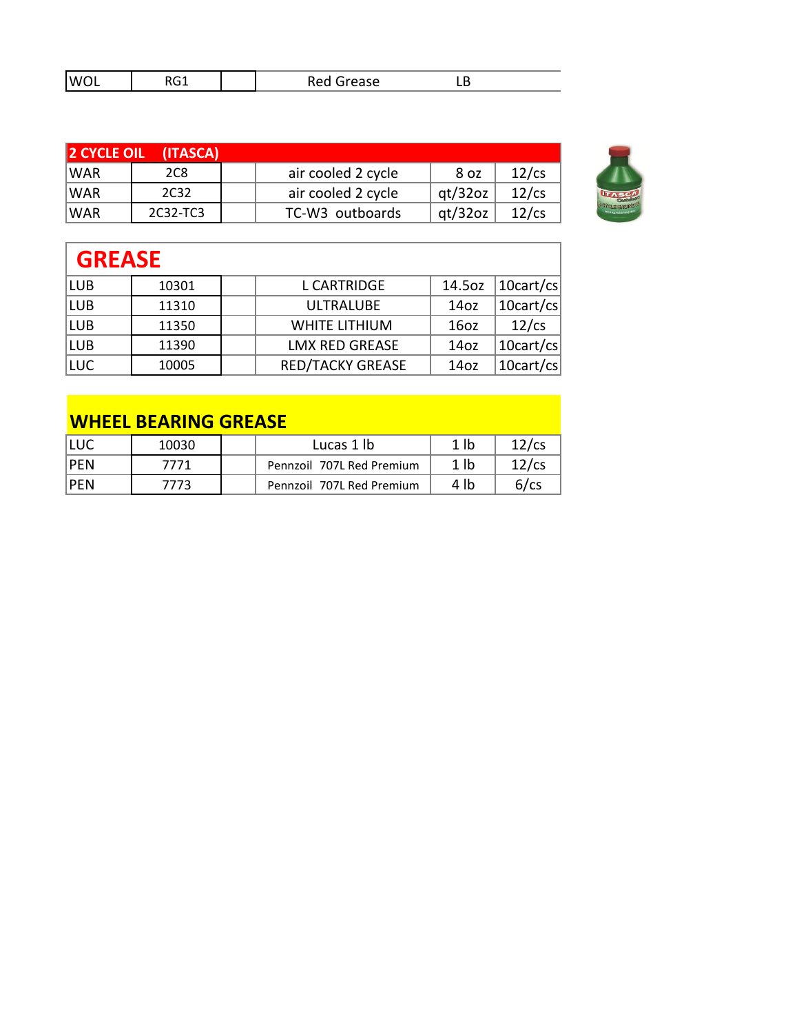| | | | | | |
|---|---|---|---|---|---|
| WOL | RG1 | | Red Grease | LB | |

## 2 CYCLE OIL (ITASCA)

| | | | | | |
|---|---|---|---|---|---|
| WAR | 2C8 | | air cooled 2 cycle | 8 oz | 12/cs |
| WAR | 2C32 | | air cooled 2 cycle | qt/32oz | 12/cs |
| WAR | 2C32-TC3 | | TC-W3 outboards | qt/32oz | 12/cs |

## GREASE

| | | | | | |
|---|---|---|---|---|---|
| LUB | 10301 | | L CARTRIDGE | 14.5oz | 10cart/cs |
| LUB | 11310 | | ULTRALUBE | 14oz | 10cart/cs |
| LUB | 11350 | | WHITE LITHIUM | 16oz | 12/cs |
| LUB | 11390 | | LMX RED GREASE | 14oz | 10cart/cs |
| LUC | 10005 | | RED/TACKY GREASE | 14oz | 10cart/cs |

## WHEEL BEARING GREASE

| | | | | | |
|---|---|---|---|---|---|
| LUC | 10030 | | Lucas 1 lb | 1 lb | 12/cs |
| PEN | 7771 | | Pennzoil 707L Red Premium | 1 lb | 12/cs |
| PEN | 7773 | | Pennzoil 707L Red Premium | 4 lb | 6/cs |